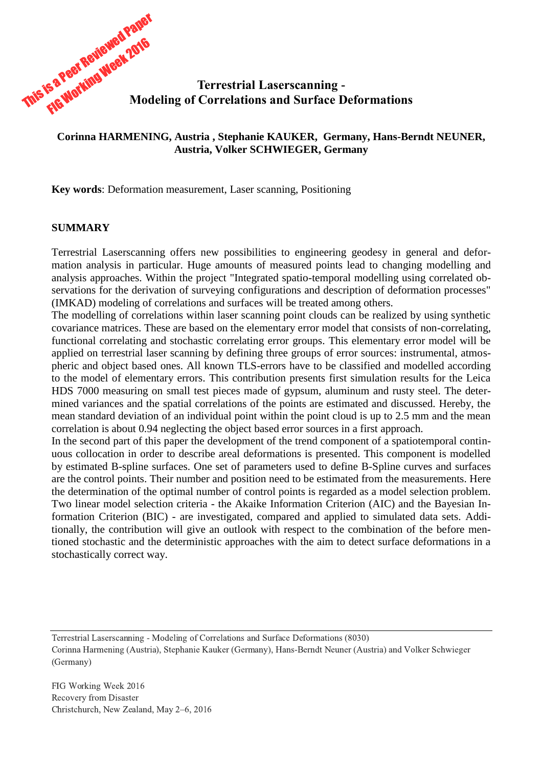This is a Peer Reviewed Paper
FIG Working Week 2016

# Terrestrial Laserscanning - Modeling of Correlations and Surface Deformations

**Corinna HARMENING, Austria , Stephanie KAUKER, Germany, Hans-Berndt NEUNER, Austria, Volker SCHWIEGER, Germany**

**Key words**: Deformation measurement, Laser scanning, Positioning

## SUMMARY

Terrestrial Laserscanning offers new possibilities to engineering geodesy in general and deformation analysis in particular. Huge amounts of measured points lead to changing modelling and analysis approaches. Within the project "Integrated spatio-temporal modelling using correlated observations for the derivation of surveying configurations and description of deformation processes" (IMKAD) modeling of correlations and surfaces will be treated among others.

The modelling of correlations within laser scanning point clouds can be realized by using synthetic covariance matrices. These are based on the elementary error model that consists of non-correlating, functional correlating and stochastic correlating error groups. This elementary error model will be applied on terrestrial laser scanning by defining three groups of error sources: instrumental, atmospheric and object based ones. All known TLS-errors have to be classified and modelled according to the model of elementary errors. This contribution presents first simulation results for the Leica HDS 7000 measuring on small test pieces made of gypsum, aluminum and rusty steel. The determined variances and the spatial correlations of the points are estimated and discussed. Hereby, the mean standard deviation of an individual point within the point cloud is up to 2.5 mm and the mean correlation is about 0.94 neglecting the object based error sources in a first approach.

In the second part of this paper the development of the trend component of a spatiotemporal continuous collocation in order to describe areal deformations is presented. This component is modelled by estimated B-spline surfaces. One set of parameters used to define B-Spline curves and surfaces are the control points. Their number and position need to be estimated from the measurements. Here the determination of the optimal number of control points is regarded as a model selection problem. Two linear model selection criteria - the Akaike Information Criterion (AIC) and the Bayesian Information Criterion (BIC) - are investigated, compared and applied to simulated data sets. Additionally, the contribution will give an outlook with respect to the combination of the before mentioned stochastic and the deterministic approaches with the aim to detect surface deformations in a stochastically correct way.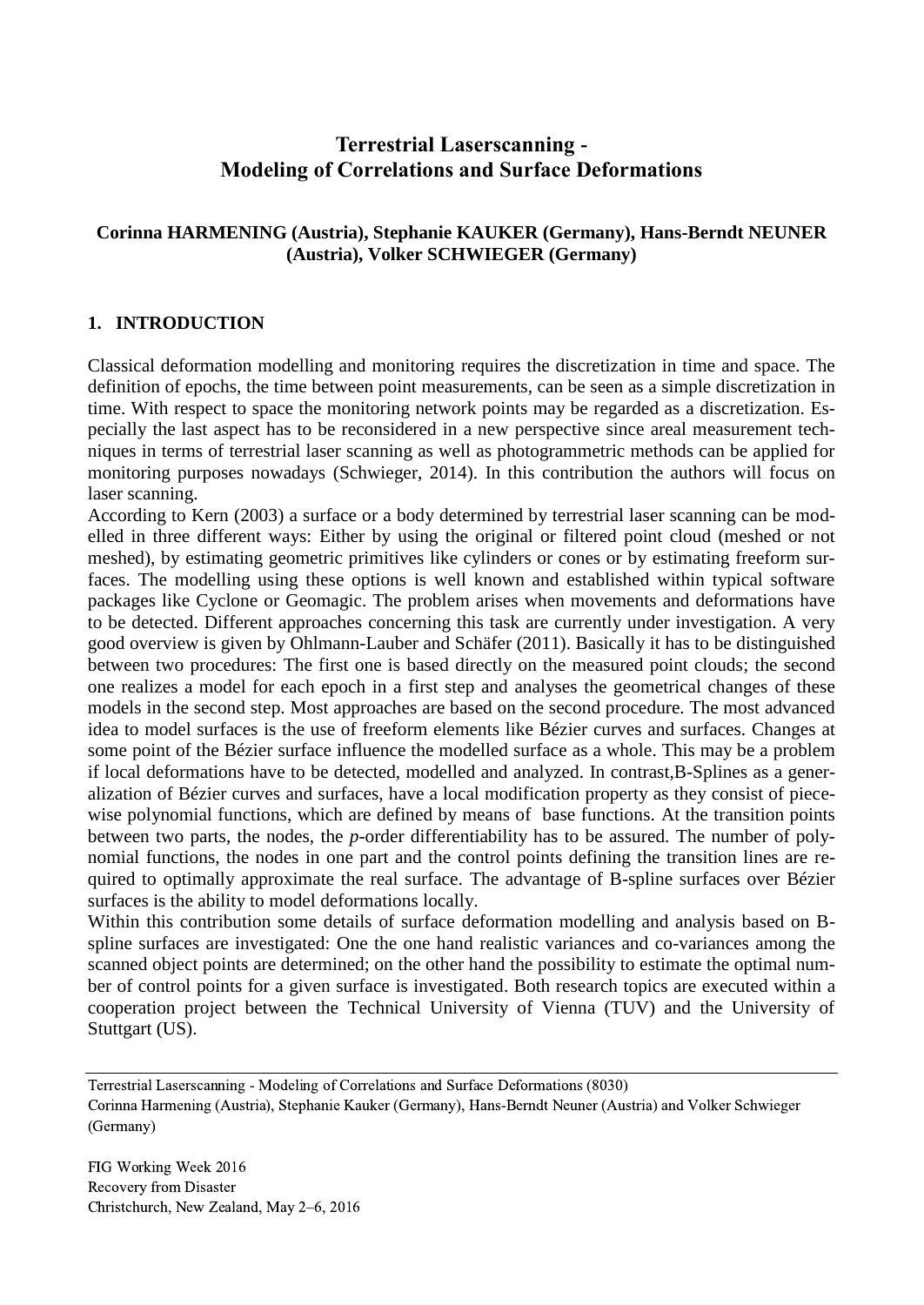# Terrestrial Laserscanning - Modeling of Correlations and Surface Deformations

**Corinna HARMENING (Austria), Stephanie KAUKER (Germany), Hans-Berndt NEUNER (Austria), Volker SCHWIEGER (Germany)**

## 1. INTRODUCTION

Classical deformation modelling and monitoring requires the discretization in time and space. The definition of epochs, the time between point measurements, can be seen as a simple discretization in time. With respect to space the monitoring network points may be regarded as a discretization. Especially the last aspect has to be reconsidered in a new perspective since areal measurement techniques in terms of terrestrial laser scanning as well as photogrammetric methods can be applied for monitoring purposes nowadays (Schwieger, 2014). In this contribution the authors will focus on laser scanning.

According to Kern (2003) a surface or a body determined by terrestrial laser scanning can be modelled in three different ways: Either by using the original or filtered point cloud (meshed or not meshed), by estimating geometric primitives like cylinders or cones or by estimating freeform surfaces. The modelling using these options is well known and established within typical software packages like Cyclone or Geomagic. The problem arises when movements and deformations have to be detected. Different approaches concerning this task are currently under investigation. A very good overview is given by Ohlmann-Lauber and Schäfer (2011). Basically it has to be distinguished between two procedures: The first one is based directly on the measured point clouds; the second one realizes a model for each epoch in a first step and analyses the geometrical changes of these models in the second step. Most approaches are based on the second procedure. The most advanced idea to model surfaces is the use of freeform elements like Bézier curves and surfaces. Changes at some point of the Bézier surface influence the modelled surface as a whole. This may be a problem if local deformations have to be detected, modelled and analyzed. In contrast,B-Splines as a generalization of Bézier curves and surfaces, have a local modification property as they consist of piecewise polynomial functions, which are defined by means of base functions. At the transition points between two parts, the nodes, the *p*-order differentiability has to be assured. The number of polynomial functions, the nodes in one part and the control points defining the transition lines are required to optimally approximate the real surface. The advantage of B-spline surfaces over Bézier surfaces is the ability to model deformations locally.

Within this contribution some details of surface deformation modelling and analysis based on B-spline surfaces are investigated: One the one hand realistic variances and co-variances among the scanned object points are determined; on the other hand the possibility to estimate the optimal number of control points for a given surface is investigated. Both research topics are executed within a cooperation project between the Technical University of Vienna (TUV) and the University of Stuttgart (US).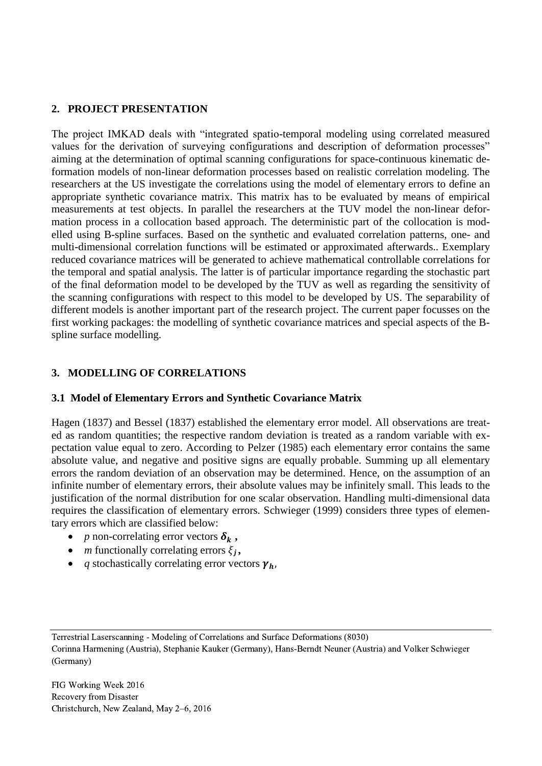## 2. PROJECT PRESENTATION

The project IMKAD deals with "integrated spatio-temporal modeling using correlated measured values for the derivation of surveying configurations and description of deformation processes" aiming at the determination of optimal scanning configurations for space-continuous kinematic deformation models of non-linear deformation processes based on realistic correlation modeling. The researchers at the US investigate the correlations using the model of elementary errors to define an appropriate synthetic covariance matrix. This matrix has to be evaluated by means of empirical measurements at test objects. In parallel the researchers at the TUV model the non-linear deformation process in a collocation based approach. The deterministic part of the collocation is modelled using B-spline surfaces. Based on the synthetic and evaluated correlation patterns, one- and multi-dimensional correlation functions will be estimated or approximated afterwards.. Exemplary reduced covariance matrices will be generated to achieve mathematical controllable correlations for the temporal and spatial analysis. The latter is of particular importance regarding the stochastic part of the final deformation model to be developed by the TUV as well as regarding the sensitivity of the scanning configurations with respect to this model to be developed by US. The separability of different models is another important part of the research project. The current paper focusses on the first working packages: the modelling of synthetic covariance matrices and special aspects of the B-spline surface modelling.

## 3. MODELLING OF CORRELATIONS

### 3.1 Model of Elementary Errors and Synthetic Covariance Matrix

Hagen (1837) and Bessel (1837) established the elementary error model. All observations are treated as random quantities; the respective random deviation is treated as a random variable with expectation value equal to zero. According to Pelzer (1985) each elementary error contains the same absolute value, and negative and positive signs are equally probable. Summing up all elementary errors the random deviation of an observation may be determined. Hence, on the assumption of an infinite number of elementary errors, their absolute values may be infinitely small. This leads to the justification of the normal distribution for one scalar observation. Handling multi-dimensional data requires the classification of elementary errors. Schwieger (1999) considers three types of elementary errors which are classified below:

- *p* non-correlating error vectors $\boldsymbol{\delta_k}$ ,
- *m* functionally correlating errors $\xi_j$,
- *q* stochastically correlating error vectors $\boldsymbol{\gamma_h}$,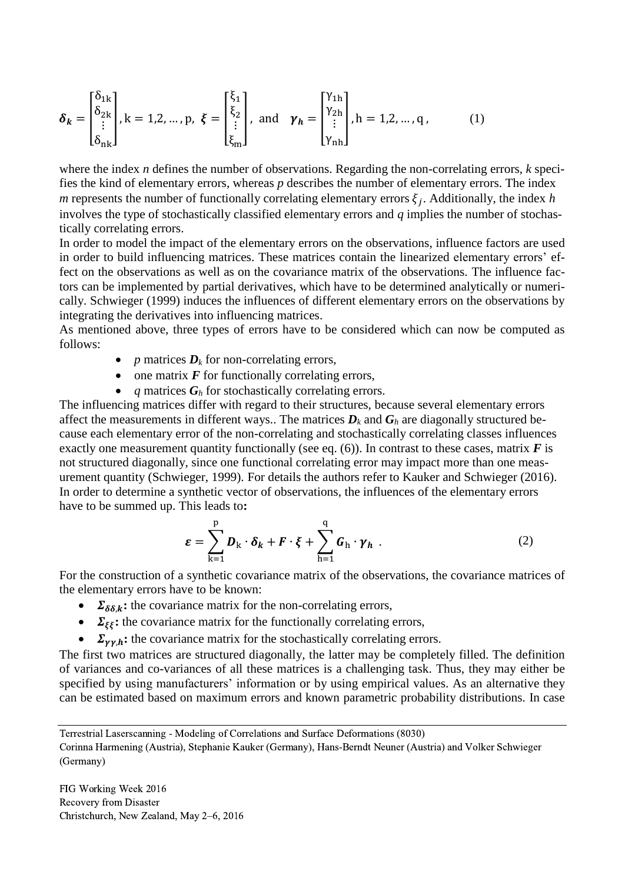$$\boldsymbol{\delta_k} = \begin{bmatrix} \delta_{1k} \\ \delta_{2k} \\ \vdots \\ \delta_{nk} \end{bmatrix}, \mathrm{k} = 1,2, \dots, \mathrm{p}, \ \boldsymbol{\xi} = \begin{bmatrix} \xi_1 \\ \xi_2 \\ \vdots \\ \xi_m \end{bmatrix}, \ \text{and} \quad \boldsymbol{\gamma_h} = \begin{bmatrix} \gamma_{1h} \\ \gamma_{2h} \\ \vdots \\ \gamma_{nh} \end{bmatrix}, \mathrm{h} = 1,2, \dots, \mathrm{q}, \tag{1}$$

where the index $n$ defines the number of observations. Regarding the non-correlating errors, $k$ specifies the kind of elementary errors, whereas $p$ describes the number of elementary errors. The index $m$ represents the number of functionally correlating elementary errors $\xi_j$. Additionally, the index $h$ involves the type of stochastically classified elementary errors and $q$ implies the number of stochastically correlating errors.

In order to model the impact of the elementary errors on the observations, influence factors are used in order to build influencing matrices. These matrices contain the linearized elementary errors' effect on the observations as well as on the covariance matrix of the observations. The influence factors can be implemented by partial derivatives, which have to be determined analytically or numerically. Schwieger (1999) induces the influences of different elementary errors on the observations by integrating the derivatives into influencing matrices.

As mentioned above, three types of errors have to be considered which can now be computed as follows:

- $p$ matrices $\boldsymbol{D}_k$ for non-correlating errors,
- one matrix $\boldsymbol{F}$ for functionally correlating errors,
- $q$ matrices $\boldsymbol{G}_h$ for stochastically correlating errors.

The influencing matrices differ with regard to their structures, because several elementary errors affect the measurements in different ways.. The matrices $\boldsymbol{D}_k$ and $\boldsymbol{G}_h$ are diagonally structured because each elementary error of the non-correlating and stochastically correlating classes influences exactly one measurement quantity functionally (see eq. (6)). In contrast to these cases, matrix $\boldsymbol{F}$ is not structured diagonally, since one functional correlating error may impact more than one measurement quantity (Schwieger, 1999). For details the authors refer to Kauker and Schwieger (2016).

In order to determine a synthetic vector of observations, the influences of the elementary errors have to be summed up. This leads to**:**

$$\boldsymbol{\varepsilon} = \sum_{\mathrm{k}=1}^{\mathrm{p}} \boldsymbol{D}_{\mathrm{k}} \cdot \boldsymbol{\delta_k} + \boldsymbol{F} \cdot \boldsymbol{\xi} + \sum_{\mathrm{h}=1}^{\mathrm{q}} \boldsymbol{G}_{\mathrm{h}} \cdot \boldsymbol{\gamma_h} \ . \tag{2}$$

For the construction of a synthetic covariance matrix of the observations, the covariance matrices of the elementary errors have to be known:

- $\boldsymbol{\Sigma_{\delta\delta,k}}$**:** the covariance matrix for the non-correlating errors,
- $\boldsymbol{\Sigma_{\xi\xi}}$**:** the covariance matrix for the functionally correlating errors,
- $\boldsymbol{\Sigma_{\gamma\gamma,h}}$**:** the covariance matrix for the stochastically correlating errors.

The first two matrices are structured diagonally, the latter may be completely filled. The definition of variances and co-variances of all these matrices is a challenging task. Thus, they may either be specified by using manufacturers' information or by using empirical values. As an alternative they can be estimated based on maximum errors and known parametric probability distributions. In case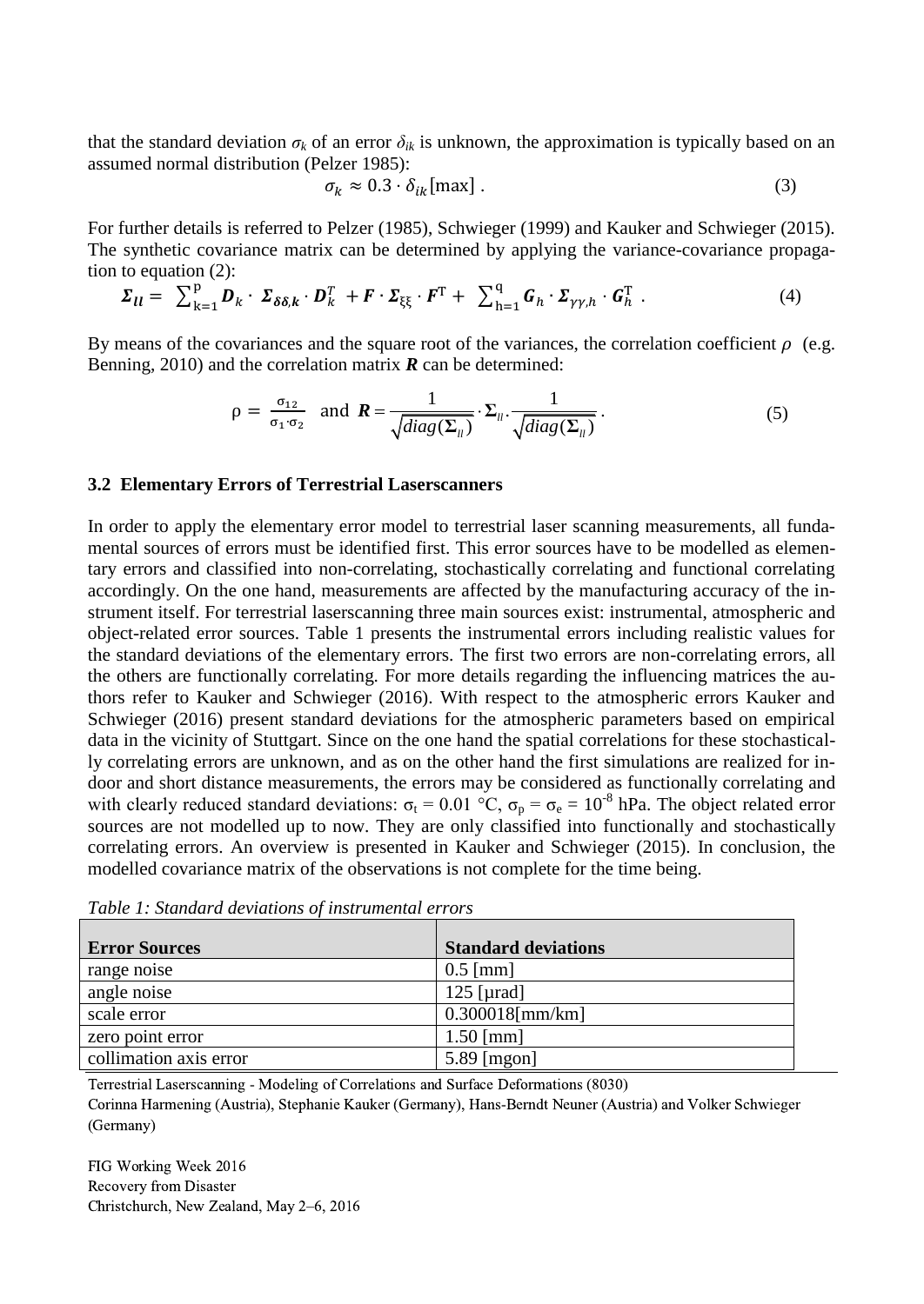that the standard deviation $\sigma_k$ of an error $\delta_{ik}$ is unknown, the approximation is typically based on an assumed normal distribution (Pelzer 1985):

$$\sigma_k \approx 0.3 \cdot \delta_{ik}[\max] \ . \tag{3}$$

For further details is referred to Pelzer (1985), Schwieger (1999) and Kauker and Schwieger (2015). The synthetic covariance matrix can be determined by applying the variance-covariance propagation to equation (2):

$$\boldsymbol{\Sigma_{ll}} = \sum_{k=1}^{p} \boldsymbol{D}_k \cdot \boldsymbol{\Sigma_{\delta\delta,k}} \cdot \boldsymbol{D}_k^T + \boldsymbol{F} \cdot \boldsymbol{\Sigma}_{\xi\xi} \cdot \boldsymbol{F}^{\mathrm{T}} + \sum_{h=1}^{q} \boldsymbol{G}_h \cdot \boldsymbol{\Sigma}_{\gamma\gamma,h} \cdot \boldsymbol{G}_h^{\mathrm{T}} \ . \tag{4}$$

By means of the covariances and the square root of the variances, the correlation coefficient $\rho$ (e.g. Benning, 2010) and the correlation matrix $\boldsymbol{R}$ can be determined:

$$\rho = \frac{\sigma_{12}}{\sigma_1 \cdot \sigma_2} \quad \text{and} \quad \boldsymbol{R} = \frac{1}{\sqrt{diag(\boldsymbol{\Sigma}_{ll})}} \cdot \boldsymbol{\Sigma}_{ll} \cdot \frac{1}{\sqrt{diag(\boldsymbol{\Sigma}_{ll})}} \ . \tag{5}$$

### 3.2 Elementary Errors of Terrestrial Laserscanners

In order to apply the elementary error model to terrestrial laser scanning measurements, all fundamental sources of errors must be identified first. This error sources have to be modelled as elementary errors and classified into non-correlating, stochastically correlating and functional correlating accordingly. On the one hand, measurements are affected by the manufacturing accuracy of the instrument itself. For terrestrial laserscanning three main sources exist: instrumental, atmospheric and object-related error sources. Table 1 presents the instrumental errors including realistic values for the standard deviations of the elementary errors. The first two errors are non-correlating errors, all the others are functionally correlating. For more details regarding the influencing matrices the authors refer to Kauker and Schwieger (2016). With respect to the atmospheric errors Kauker and Schwieger (2016) present standard deviations for the atmospheric parameters based on empirical data in the vicinity of Stuttgart. Since on the one hand the spatial correlations for these stochastically correlating errors are unknown, and as on the other hand the first simulations are realized for indoor and short distance measurements, the errors may be considered as functionally correlating and with clearly reduced standard deviations: $\sigma_t = 0.01$ °C, $\sigma_p = \sigma_e = 10^{-8}$ hPa. The object related error sources are not modelled up to now. They are only classified into functionally and stochastically correlating errors. An overview is presented in Kauker and Schwieger (2015). In conclusion, the modelled covariance matrix of the observations is not complete for the time being.

*Table 1: Standard deviations of instrumental errors*

| **Error Sources** | **Standard deviations** |
|---|---|
| range noise | 0.5 [mm] |
| angle noise | 125 [µrad] |
| scale error | 0.300018[mm/km] |
| zero point error | 1.50 [mm] |
| collimation axis error | 5.89 [mgon] |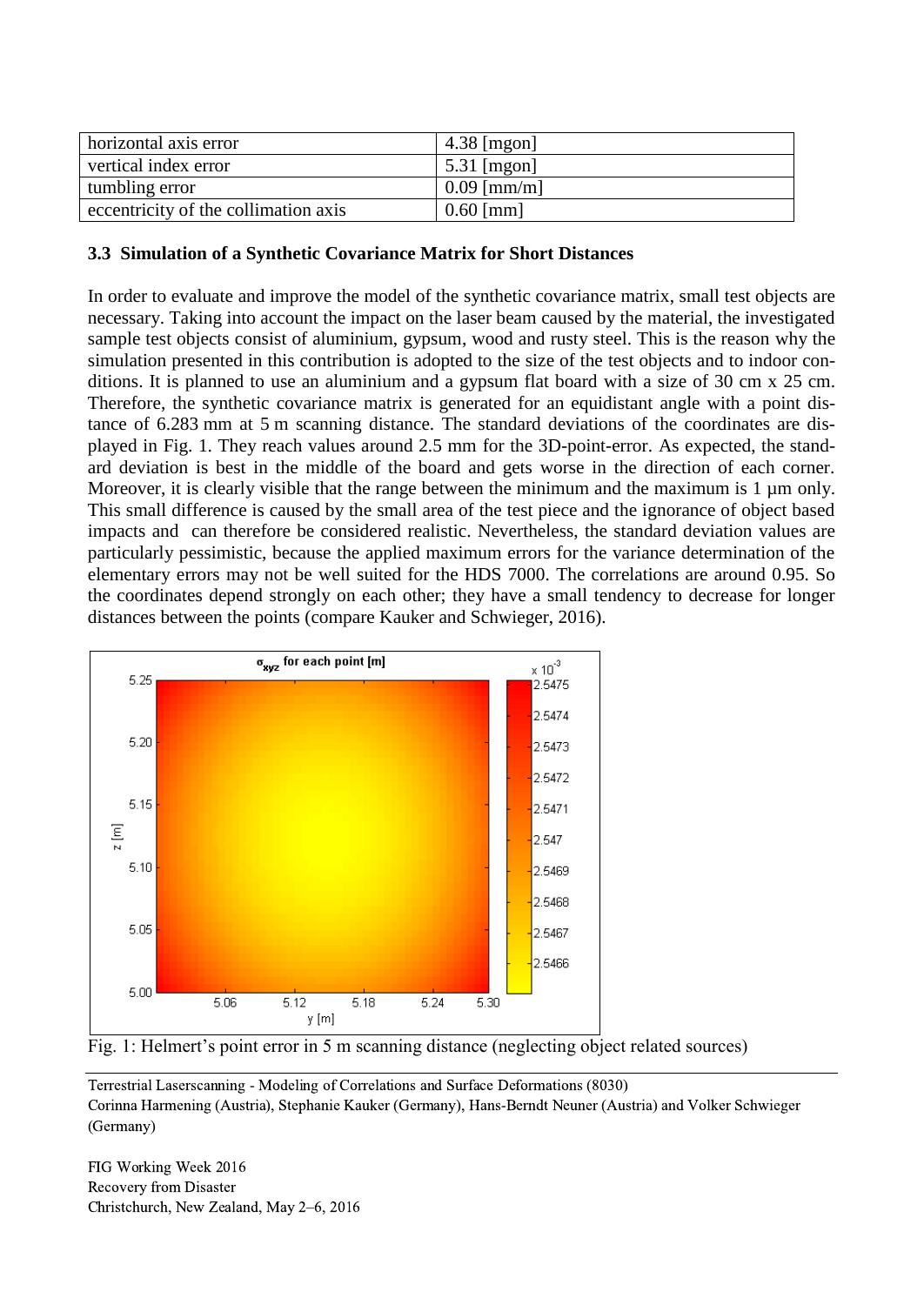| horizontal axis error | 4.38 [mgon] |
|---|---|
| vertical index error | 5.31 [mgon] |
| tumbling error | 0.09 [mm/m] |
| eccentricity of the collimation axis | 0.60 [mm] |

### 3.3 Simulation of a Synthetic Covariance Matrix for Short Distances

In order to evaluate and improve the model of the synthetic covariance matrix, small test objects are necessary. Taking into account the impact on the laser beam caused by the material, the investigated sample test objects consist of aluminium, gypsum, wood and rusty steel. This is the reason why the simulation presented in this contribution is adopted to the size of the test objects and to indoor conditions. It is planned to use an aluminium and a gypsum flat board with a size of 30 cm x 25 cm. Therefore, the synthetic covariance matrix is generated for an equidistant angle with a point distance of 6.283 mm at 5 m scanning distance. The standard deviations of the coordinates are displayed in Fig. 1. They reach values around 2.5 mm for the 3D-point-error. As expected, the standard deviation is best in the middle of the board and gets worse in the direction of each corner. Moreover, it is clearly visible that the range between the minimum and the maximum is 1 µm only. This small difference is caused by the small area of the test piece and the ignorance of object based impacts and can therefore be considered realistic. Nevertheless, the standard deviation values are particularly pessimistic, because the applied maximum errors for the variance determination of the elementary errors may not be well suited for the HDS 7000. The correlations are around 0.95. So the coordinates depend strongly on each other; they have a small tendency to decrease for longer distances between the points (compare Kauker and Schwieger, 2016).

Fig. 1: Helmert's point error in 5 m scanning distance (neglecting object related sources)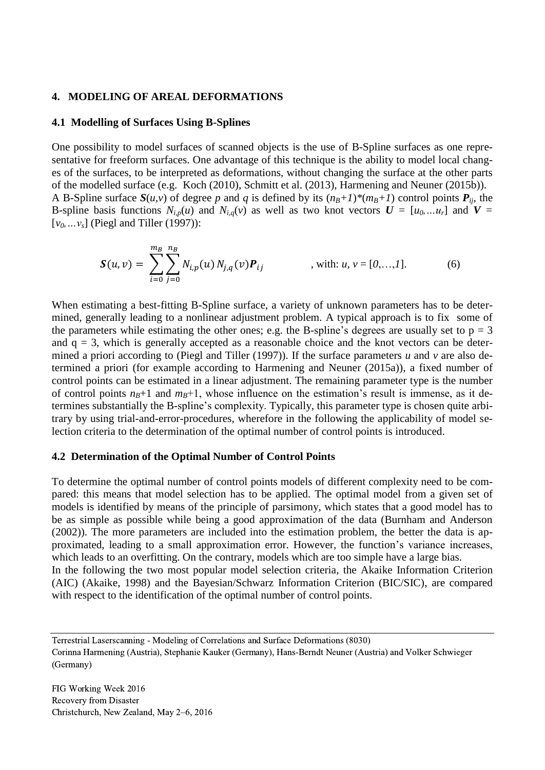## 4. MODELING OF AREAL DEFORMATIONS

### 4.1 Modelling of Surfaces Using B-Splines

One possibility to model surfaces of scanned objects is the use of B-Spline surfaces as one representative for freeform surfaces. One advantage of this technique is the ability to model local changes of the surfaces, to be interpreted as deformations, without changing the surface at the other parts of the modelled surface (e.g. Koch (2010), Schmitt et al. (2013), Harmening and Neuner (2015b)). A B-Spline surface $\boldsymbol{S}(u,v)$ of degree $p$ and $q$ is defined by its $(n_B+1)*(m_B+1)$ control points $\boldsymbol{P}_{ij}$, the B-spline basis functions $N_{i,p}(u)$ and $N_{i,q}(v)$ as well as two knot vectors $\boldsymbol{U} = [u_0, \ldots u_r]$ and $\boldsymbol{V} = [v_0, \ldots v_s]$ (Piegl and Tiller (1997)):

$$\boldsymbol{S}(u,v) = \sum_{i=0}^{m_B} \sum_{j=0}^{n_B} N_{i,p}(u)\, N_{j,q}(v) \boldsymbol{P}_{ij} \qquad \text{, with: } u, v = [0,\ldots,1]. \tag{6}$$

When estimating a best-fitting B-Spline surface, a variety of unknown parameters has to be determined, generally leading to a nonlinear adjustment problem. A typical approach is to fix some of the parameters while estimating the other ones; e.g. the B-spline's degrees are usually set to $p = 3$ and $q = 3$, which is generally accepted as a reasonable choice and the knot vectors can be determined a priori according to (Piegl and Tiller (1997)). If the surface parameters $u$ and $v$ are also determined a priori (for example according to Harmening and Neuner (2015a)), a fixed number of control points can be estimated in a linear adjustment. The remaining parameter type is the number of control points $n_B+1$ and $m_B+1$, whose influence on the estimation's result is immense, as it determines substantially the B-spline's complexity. Typically, this parameter type is chosen quite arbitrary by using trial-and-error-procedures, wherefore in the following the applicability of model selection criteria to the determination of the optimal number of control points is introduced.

### 4.2 Determination of the Optimal Number of Control Points

To determine the optimal number of control points models of different complexity need to be compared: this means that model selection has to be applied. The optimal model from a given set of models is identified by means of the principle of parsimony, which states that a good model has to be as simple as possible while being a good approximation of the data (Burnham and Anderson (2002)). The more parameters are included into the estimation problem, the better the data is approximated, leading to a small approximation error. However, the function's variance increases, which leads to an overfitting. On the contrary, models which are too simple have a large bias.

In the following the two most popular model selection criteria, the Akaike Information Criterion (AIC) (Akaike, 1998) and the Bayesian/Schwarz Information Criterion (BIC/SIC), are compared with respect to the identification of the optimal number of control points.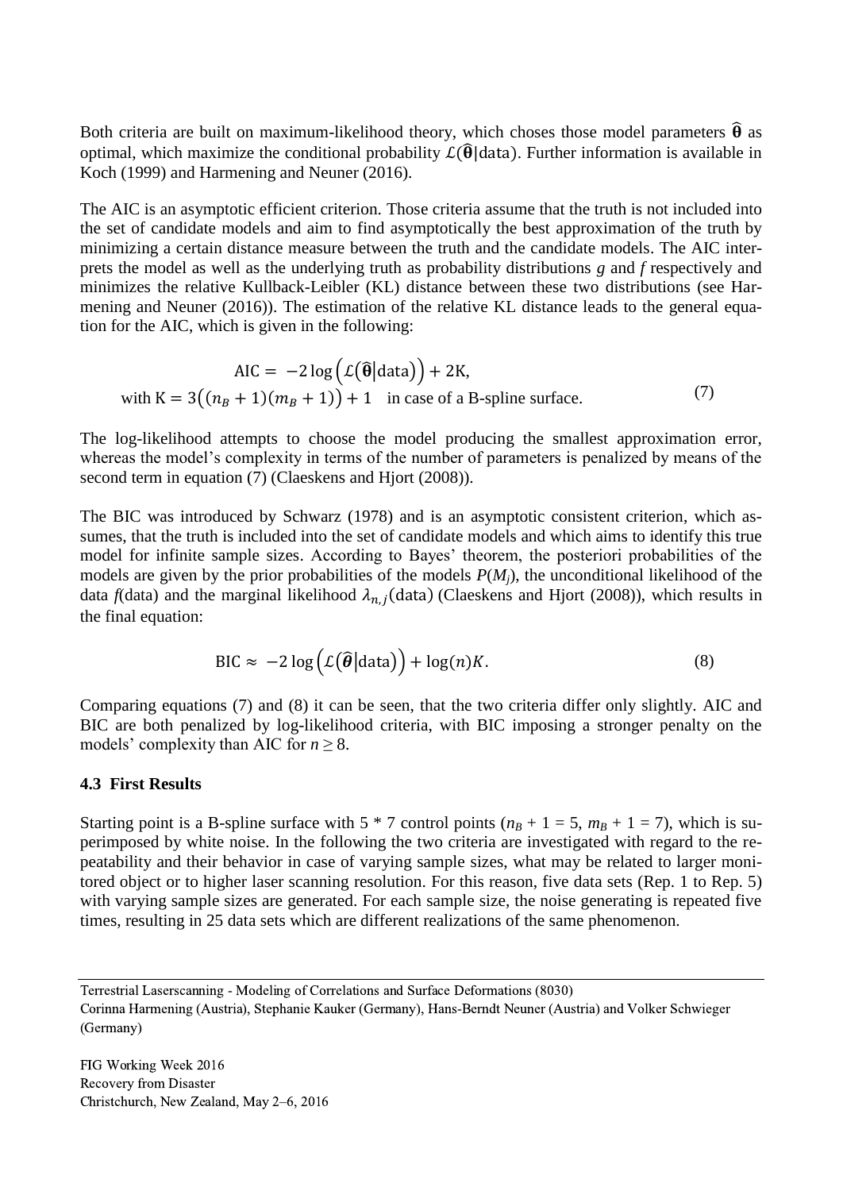Both criteria are built on maximum-likelihood theory, which choses those model parameters $\hat{\boldsymbol{\theta}}$ as optimal, which maximize the conditional probability $\mathcal{L}(\hat{\boldsymbol{\theta}}|\text{data})$. Further information is available in Koch (1999) and Harmening and Neuner (2016).

The AIC is an asymptotic efficient criterion. Those criteria assume that the truth is not included into the set of candidate models and aim to find asymptotically the best approximation of the truth by minimizing a certain distance measure between the truth and the candidate models. The AIC interprets the model as well as the underlying truth as probability distributions *g* and *f* respectively and minimizes the relative Kullback-Leibler (KL) distance between these two distributions (see Harmening and Neuner (2016)). The estimation of the relative KL distance leads to the general equation for the AIC, which is given in the following:

$$\text{AIC} = -2\log\left(\mathcal{L}(\hat{\boldsymbol{\theta}}|\text{data})\right) + 2\text{K},$$
$$\text{with } \text{K} = 3\left((n_B+1)(m_B+1)\right) + 1 \quad \text{in case of a B-spline surface.} \tag{7}$$

The log-likelihood attempts to choose the model producing the smallest approximation error, whereas the model's complexity in terms of the number of parameters is penalized by means of the second term in equation (7) (Claeskens and Hjort (2008)).

The BIC was introduced by Schwarz (1978) and is an asymptotic consistent criterion, which assumes, that the truth is included into the set of candidate models and which aims to identify this true model for infinite sample sizes. According to Bayes' theorem, the posteriori probabilities of the models are given by the prior probabilities of the models $P(M_j)$, the unconditional likelihood of the data *f*(data) and the marginal likelihood $\lambda_{n,j}(\text{data})$ (Claeskens and Hjort (2008)), which results in the final equation:

$$\text{BIC} \approx -2\log\left(\mathcal{L}(\hat{\boldsymbol{\theta}}|\text{data})\right) + \log(n)K. \tag{8}$$

Comparing equations (7) and (8) it can be seen, that the two criteria differ only slightly. AIC and BIC are both penalized by log-likelihood criteria, with BIC imposing a stronger penalty on the models' complexity than AIC for $n \geq 8$.

### 4.3 First Results

Starting point is a B-spline surface with 5 * 7 control points ($n_B + 1 = 5$, $m_B + 1 = 7$), which is superimposed by white noise. In the following the two criteria are investigated with regard to the repeatability and their behavior in case of varying sample sizes, what may be related to larger monitored object or to higher laser scanning resolution. For this reason, five data sets (Rep. 1 to Rep. 5) with varying sample sizes are generated. For each sample size, the noise generating is repeated five times, resulting in 25 data sets which are different realizations of the same phenomenon.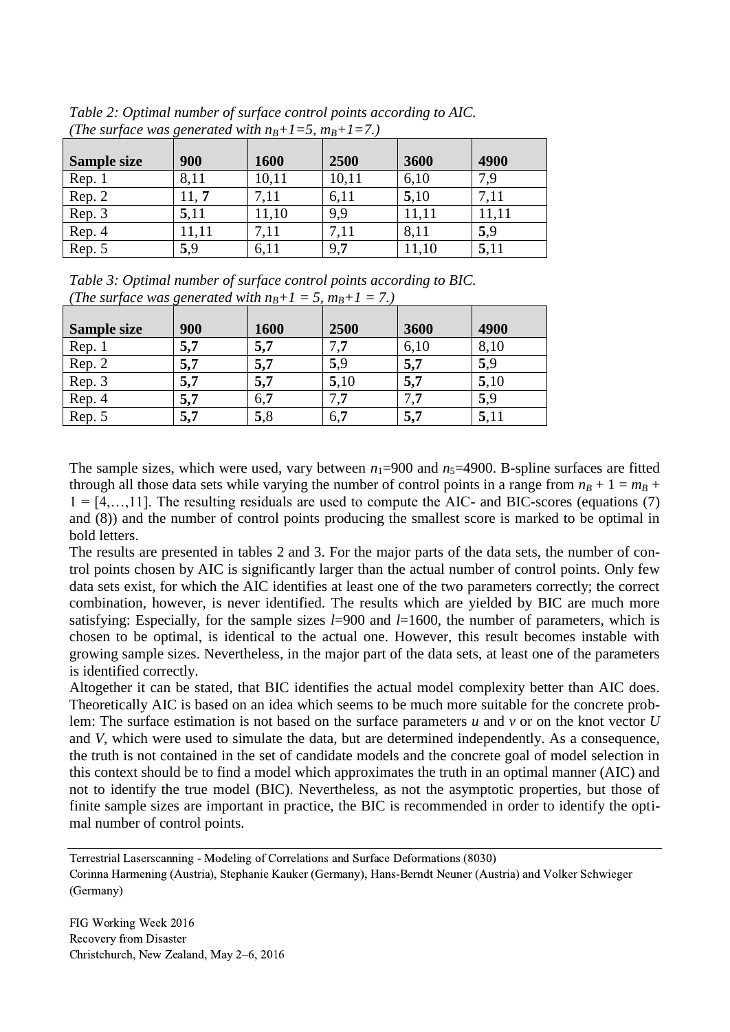*Table 2: Optimal number of surface control points according to AIC. (The surface was generated with $n_B+1=5$, $m_B+1=7$.)*

| **Sample size** | **900** | **1600** | **2500** | **3600** | **4900** |
|---|---|---|---|---|---|
| Rep. 1 | 8,11 | 10,11 | 10,11 | 6,10 | 7,9 |
| Rep. 2 | 11, **7** | 7,11 | 6,11 | **5**,10 | 7,11 |
| Rep. 3 | **5**,11 | 11,10 | 9,9 | 11,11 | 11,11 |
| Rep. 4 | 11,11 | 7,11 | 7,11 | 8,11 | **5**,9 |
| Rep. 5 | **5**,9 | 6,11 | 9,**7** | 11,10 | **5**,11 |

*Table 3: Optimal number of surface control points according to BIC. (The surface was generated with $n_B+1 = 5$, $m_B+1 = 7$.)*

| **Sample size** | **900** | **1600** | **2500** | **3600** | **4900** |
|---|---|---|---|---|---|
| Rep. 1 | **5,7** | **5,7** | 7,**7** | 6,10 | 8,10 |
| Rep. 2 | **5,7** | **5,7** | **5**,9 | **5,7** | **5**,9 |
| Rep. 3 | **5,7** | **5,7** | **5**,10 | **5,7** | **5**,10 |
| Rep. 4 | **5,7** | 6,**7** | 7,**7** | 7,**7** | **5**,9 |
| Rep. 5 | **5,7** | **5**,8 | 6,**7** | **5,7** | **5**,11 |

The sample sizes, which were used, vary between $n_1$=900 and $n_5$=4900. B-spline surfaces are fitted through all those data sets while varying the number of control points in a range from $n_B + 1 = m_B + 1 = [4,\dots,11]$. The resulting residuals are used to compute the AIC- and BIC-scores (equations (7) and (8)) and the number of control points producing the smallest score is marked to be optimal in bold letters.

The results are presented in tables 2 and 3. For the major parts of the data sets, the number of control points chosen by AIC is significantly larger than the actual number of control points. Only few data sets exist, for which the AIC identifies at least one of the two parameters correctly; the correct combination, however, is never identified. The results which are yielded by BIC are much more satisfying: Especially, for the sample sizes $l$=900 and $l$=1600, the number of parameters, which is chosen to be optimal, is identical to the actual one. However, this result becomes instable with growing sample sizes. Nevertheless, in the major part of the data sets, at least one of the parameters is identified correctly.

Altogether it can be stated, that BIC identifies the actual model complexity better than AIC does. Theoretically AIC is based on an idea which seems to be much more suitable for the concrete problem: The surface estimation is not based on the surface parameters $u$ and $v$ or on the knot vector $U$ and $V$, which were used to simulate the data, but are determined independently. As a consequence, the truth is not contained in the set of candidate models and the concrete goal of model selection in this context should be to find a model which approximates the truth in an optimal manner (AIC) and not to identify the true model (BIC). Nevertheless, as not the asymptotic properties, but those of finite sample sizes are important in practice, the BIC is recommended in order to identify the optimal number of control points.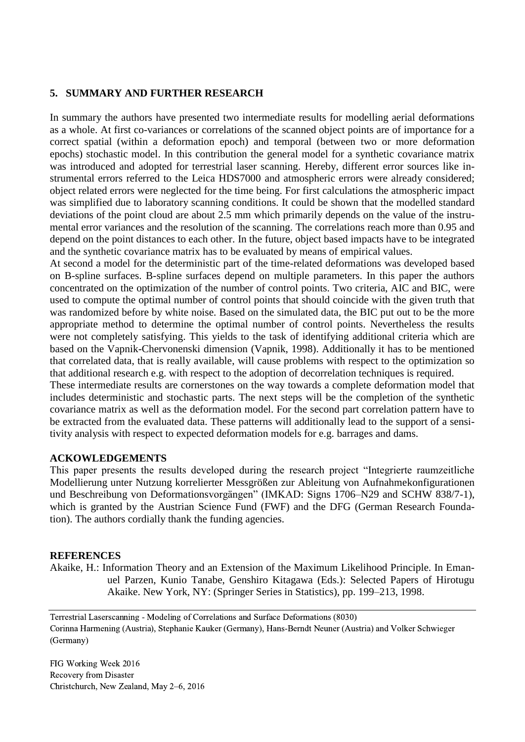## 5. SUMMARY AND FURTHER RESEARCH

In summary the authors have presented two intermediate results for modelling aerial deformations as a whole. At first co-variances or correlations of the scanned object points are of importance for a correct spatial (within a deformation epoch) and temporal (between two or more deformation epochs) stochastic model. In this contribution the general model for a synthetic covariance matrix was introduced and adopted for terrestrial laser scanning. Hereby, different error sources like instrumental errors referred to the Leica HDS7000 and atmospheric errors were already considered; object related errors were neglected for the time being. For first calculations the atmospheric impact was simplified due to laboratory scanning conditions. It could be shown that the modelled standard deviations of the point cloud are about 2.5 mm which primarily depends on the value of the instrumental error variances and the resolution of the scanning. The correlations reach more than 0.95 and depend on the point distances to each other. In the future, object based impacts have to be integrated and the synthetic covariance matrix has to be evaluated by means of empirical values.

At second a model for the deterministic part of the time-related deformations was developed based on B-spline surfaces. B-spline surfaces depend on multiple parameters. In this paper the authors concentrated on the optimization of the number of control points. Two criteria, AIC and BIC, were used to compute the optimal number of control points that should coincide with the given truth that was randomized before by white noise. Based on the simulated data, the BIC put out to be the more appropriate method to determine the optimal number of control points. Nevertheless the results were not completely satisfying. This yields to the task of identifying additional criteria which are based on the Vapnik-Chervonenski dimension (Vapnik, 1998). Additionally it has to be mentioned that correlated data, that is really available, will cause problems with respect to the optimization so that additional research e.g. with respect to the adoption of decorrelation techniques is required.

These intermediate results are cornerstones on the way towards a complete deformation model that includes deterministic and stochastic parts. The next steps will be the completion of the synthetic covariance matrix as well as the deformation model. For the second part correlation pattern have to be extracted from the evaluated data. These patterns will additionally lead to the support of a sensitivity analysis with respect to expected deformation models for e.g. barrages and dams.

**ACKOWLEDGEMENTS**

This paper presents the results developed during the research project "Integrierte raumzeitliche Modellierung unter Nutzung korrelierter Messgrößen zur Ableitung von Aufnahmekonfigurationen und Beschreibung von Deformationsvorgängen" (IMKAD: Signs 1706–N29 and SCHW 838/7-1), which is granted by the Austrian Science Fund (FWF) and the DFG (German Research Foundation). The authors cordially thank the funding agencies.

**REFERENCES**

Akaike, H.: Information Theory and an Extension of the Maximum Likelihood Principle. In Emanuel Parzen, Kunio Tanabe, Genshiro Kitagawa (Eds.): Selected Papers of Hirotugu Akaike. New York, NY: (Springer Series in Statistics), pp. 199–213, 1998.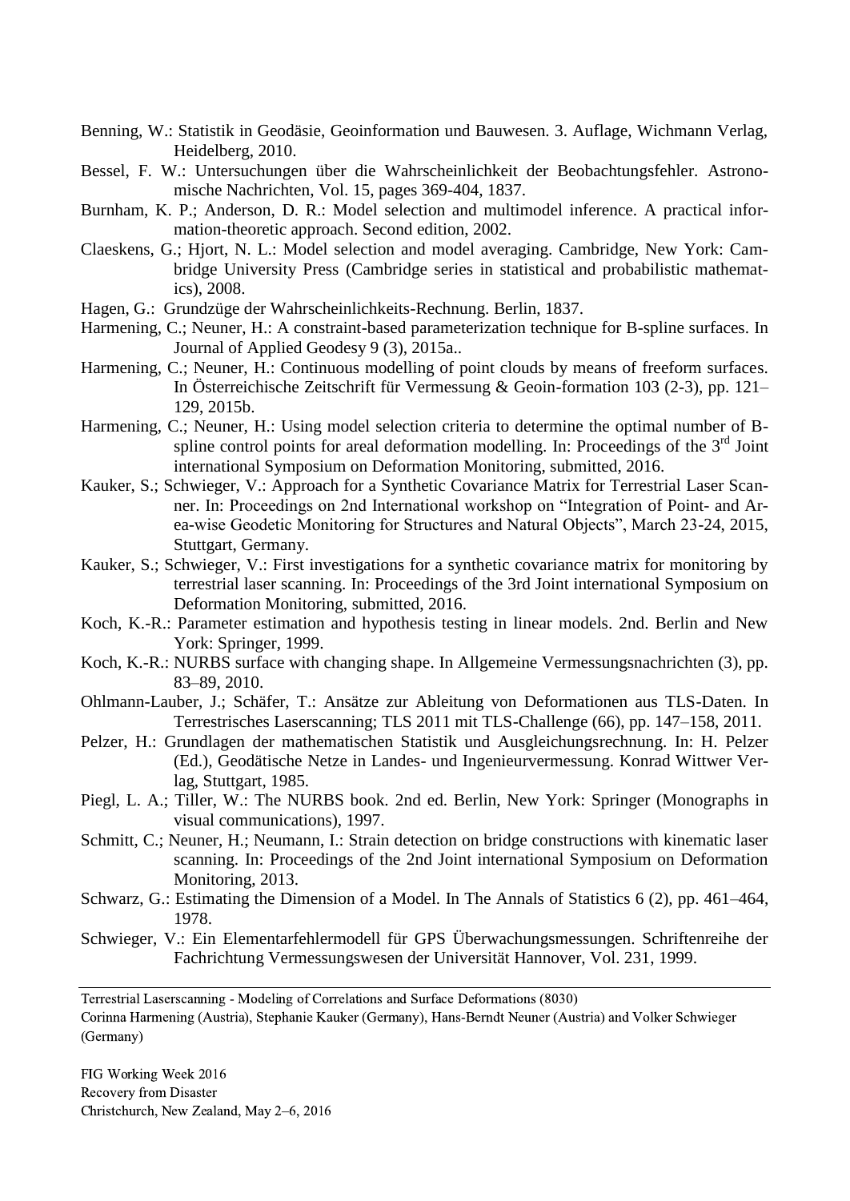Benning, W.: Statistik in Geodäsie, Geoinformation und Bauwesen. 3. Auflage, Wichmann Verlag, Heidelberg, 2010.

Bessel, F. W.: Untersuchungen über die Wahrscheinlichkeit der Beobachtungsfehler. Astronomische Nachrichten, Vol. 15, pages 369-404, 1837.

Burnham, K. P.; Anderson, D. R.: Model selection and multimodel inference. A practical information-theoretic approach. Second edition, 2002.

Claeskens, G.; Hjort, N. L.: Model selection and model averaging. Cambridge, New York: Cambridge University Press (Cambridge series in statistical and probabilistic mathematics), 2008.

Hagen, G.: Grundzüge der Wahrscheinlichkeits-Rechnung. Berlin, 1837.

Harmening, C.; Neuner, H.: A constraint-based parameterization technique for B-spline surfaces. In Journal of Applied Geodesy 9 (3), 2015a..

Harmening, C.; Neuner, H.: Continuous modelling of point clouds by means of freeform surfaces. In Österreichische Zeitschrift für Vermessung & Geoin-formation 103 (2-3), pp. 121–129, 2015b.

Harmening, C.; Neuner, H.: Using model selection criteria to determine the optimal number of B-spline control points for areal deformation modelling. In: Proceedings of the 3rd Joint international Symposium on Deformation Monitoring, submitted, 2016.

Kauker, S.; Schwieger, V.: Approach for a Synthetic Covariance Matrix for Terrestrial Laser Scanner. In: Proceedings on 2nd International workshop on "Integration of Point- and Area-wise Geodetic Monitoring for Structures and Natural Objects", March 23-24, 2015, Stuttgart, Germany.

Kauker, S.; Schwieger, V.: First investigations for a synthetic covariance matrix for monitoring by terrestrial laser scanning. In: Proceedings of the 3rd Joint international Symposium on Deformation Monitoring, submitted, 2016.

Koch, K.-R.: Parameter estimation and hypothesis testing in linear models. 2nd. Berlin and New York: Springer, 1999.

Koch, K.-R.: NURBS surface with changing shape. In Allgemeine Vermessungsnachrichten (3), pp. 83–89, 2010.

Ohlmann-Lauber, J.; Schäfer, T.: Ansätze zur Ableitung von Deformationen aus TLS-Daten. In Terrestrisches Laserscanning; TLS 2011 mit TLS-Challenge (66), pp. 147–158, 2011.

Pelzer, H.: Grundlagen der mathematischen Statistik und Ausgleichungsrechnung. In: H. Pelzer (Ed.), Geodätische Netze in Landes- und Ingenieurvermessung. Konrad Wittwer Verlag, Stuttgart, 1985.

Piegl, L. A.; Tiller, W.: The NURBS book. 2nd ed. Berlin, New York: Springer (Monographs in visual communications), 1997.

Schmitt, C.; Neuner, H.; Neumann, I.: Strain detection on bridge constructions with kinematic laser scanning. In: Proceedings of the 2nd Joint international Symposium on Deformation Monitoring, 2013.

Schwarz, G.: Estimating the Dimension of a Model. In The Annals of Statistics 6 (2), pp. 461–464, 1978.

Schwieger, V.: Ein Elementarfehlermodell für GPS Überwachungsmessungen. Schriftenreihe der Fachrichtung Vermessungswesen der Universität Hannover, Vol. 231, 1999.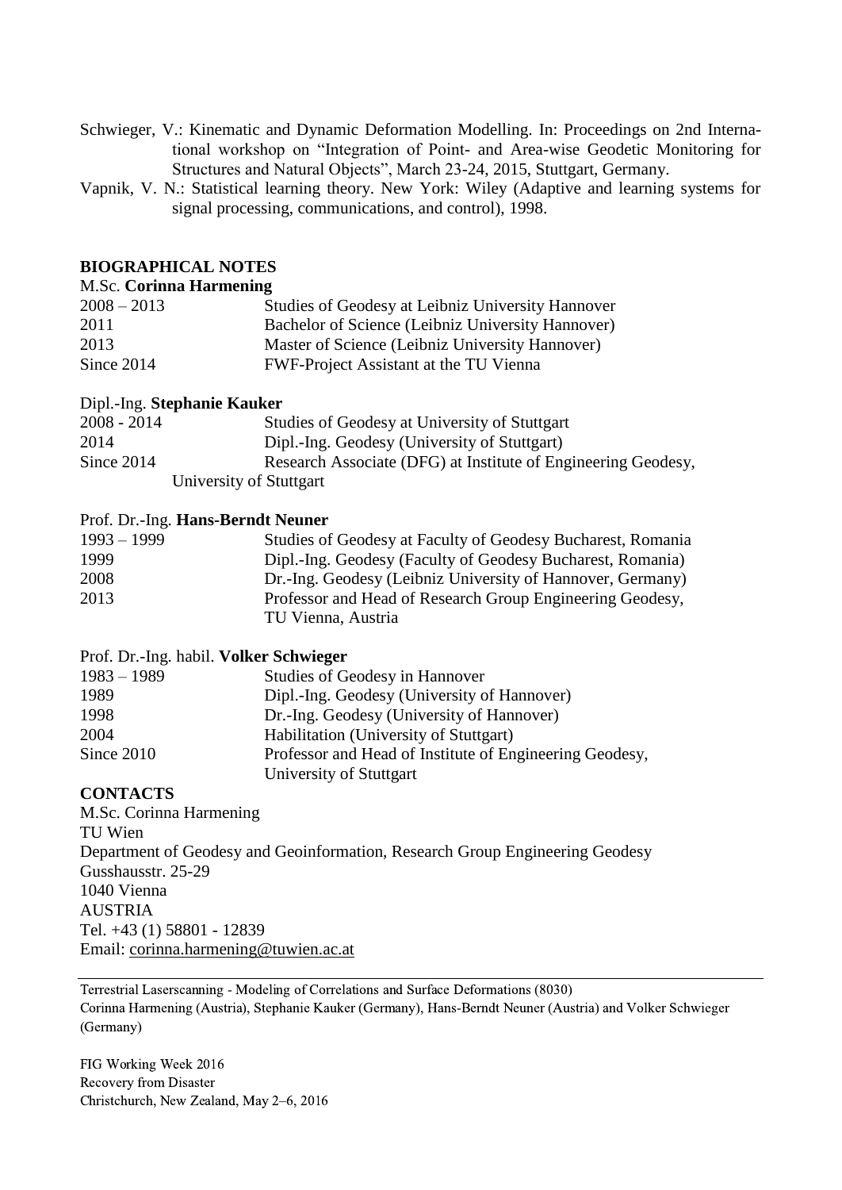Schwieger, V.: Kinematic and Dynamic Deformation Modelling. In: Proceedings on 2nd International workshop on "Integration of Point- and Area-wise Geodetic Monitoring for Structures and Natural Objects", March 23-24, 2015, Stuttgart, Germany.

Vapnik, V. N.: Statistical learning theory. New York: Wiley (Adaptive and learning systems for signal processing, communications, and control), 1998.

## BIOGRAPHICAL NOTES

M.Sc. **Corinna Harmening**

| | |
|---|---|
| 2008 – 2013 | Studies of Geodesy at Leibniz University Hannover |
| 2011 | Bachelor of Science (Leibniz University Hannover) |
| 2013 | Master of Science (Leibniz University Hannover) |
| Since 2014 | FWF-Project Assistant at the TU Vienna |

Dipl.-Ing. **Stephanie Kauker**

| | |
|---|---|
| 2008 - 2014 | Studies of Geodesy at University of Stuttgart |
| 2014 | Dipl.-Ing. Geodesy (University of Stuttgart) |
| Since 2014 | Research Associate (DFG) at Institute of Engineering Geodesy, University of Stuttgart |

Prof. Dr.-Ing. **Hans-Berndt Neuner**

| | |
|---|---|
| 1993 – 1999 | Studies of Geodesy at Faculty of Geodesy Bucharest, Romania |
| 1999 | Dipl.-Ing. Geodesy (Faculty of Geodesy Bucharest, Romania) |
| 2008 | Dr.-Ing. Geodesy (Leibniz University of Hannover, Germany) |
| 2013 | Professor and Head of Research Group Engineering Geodesy, TU Vienna, Austria |

Prof. Dr.-Ing. habil. **Volker Schwieger**

| | |
|---|---|
| 1983 – 1989 | Studies of Geodesy in Hannover |
| 1989 | Dipl.-Ing. Geodesy (University of Hannover) |
| 1998 | Dr.-Ing. Geodesy (University of Hannover) |
| 2004 | Habilitation (University of Stuttgart) |
| Since 2010 | Professor and Head of Institute of Engineering Geodesy, University of Stuttgart |

## CONTACTS

M.Sc. Corinna Harmening
TU Wien
Department of Geodesy and Geoinformation, Research Group Engineering Geodesy
Gusshausstr. 25-29
1040 Vienna
AUSTRIA
Tel. +43 (1) 58801 - 12839
Email: corinna.harmening@tuwien.ac.at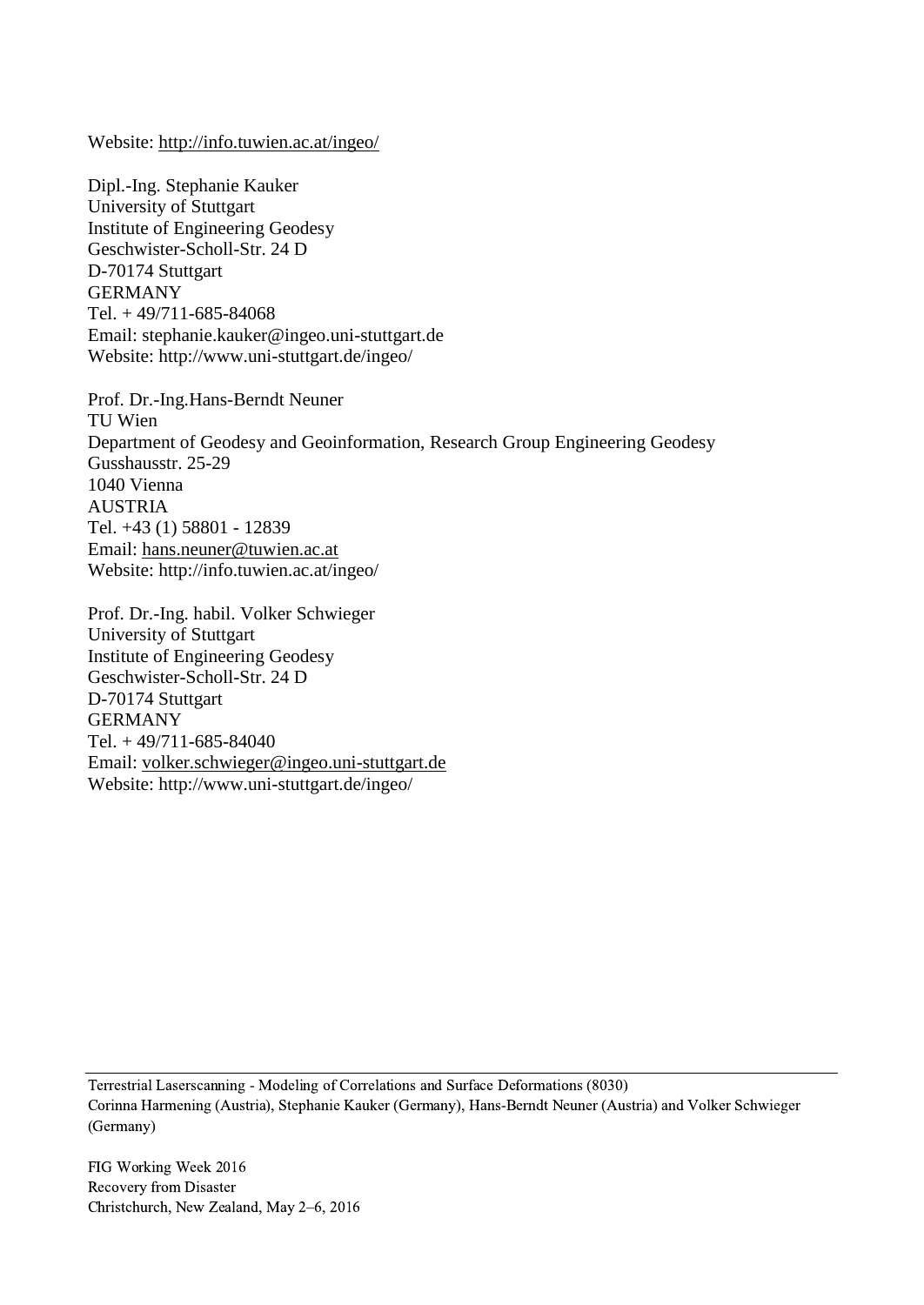Website: http://info.tuwien.ac.at/ingeo/

Dipl.-Ing. Stephanie Kauker
University of Stuttgart
Institute of Engineering Geodesy
Geschwister-Scholl-Str. 24 D
D-70174 Stuttgart
GERMANY
Tel. + 49/711-685-84068
Email: stephanie.kauker@ingeo.uni-stuttgart.de
Website: http://www.uni-stuttgart.de/ingeo/

Prof. Dr.-Ing.Hans-Berndt Neuner
TU Wien
Department of Geodesy and Geoinformation, Research Group Engineering Geodesy
Gusshausstr. 25-29
1040 Vienna
AUSTRIA
Tel. +43 (1) 58801 - 12839
Email: hans.neuner@tuwien.ac.at
Website: http://info.tuwien.ac.at/ingeo/

Prof. Dr.-Ing. habil. Volker Schwieger
University of Stuttgart
Institute of Engineering Geodesy
Geschwister-Scholl-Str. 24 D
D-70174 Stuttgart
GERMANY
Tel. + 49/711-685-84040
Email: volker.schwieger@ingeo.uni-stuttgart.de
Website: http://www.uni-stuttgart.de/ingeo/